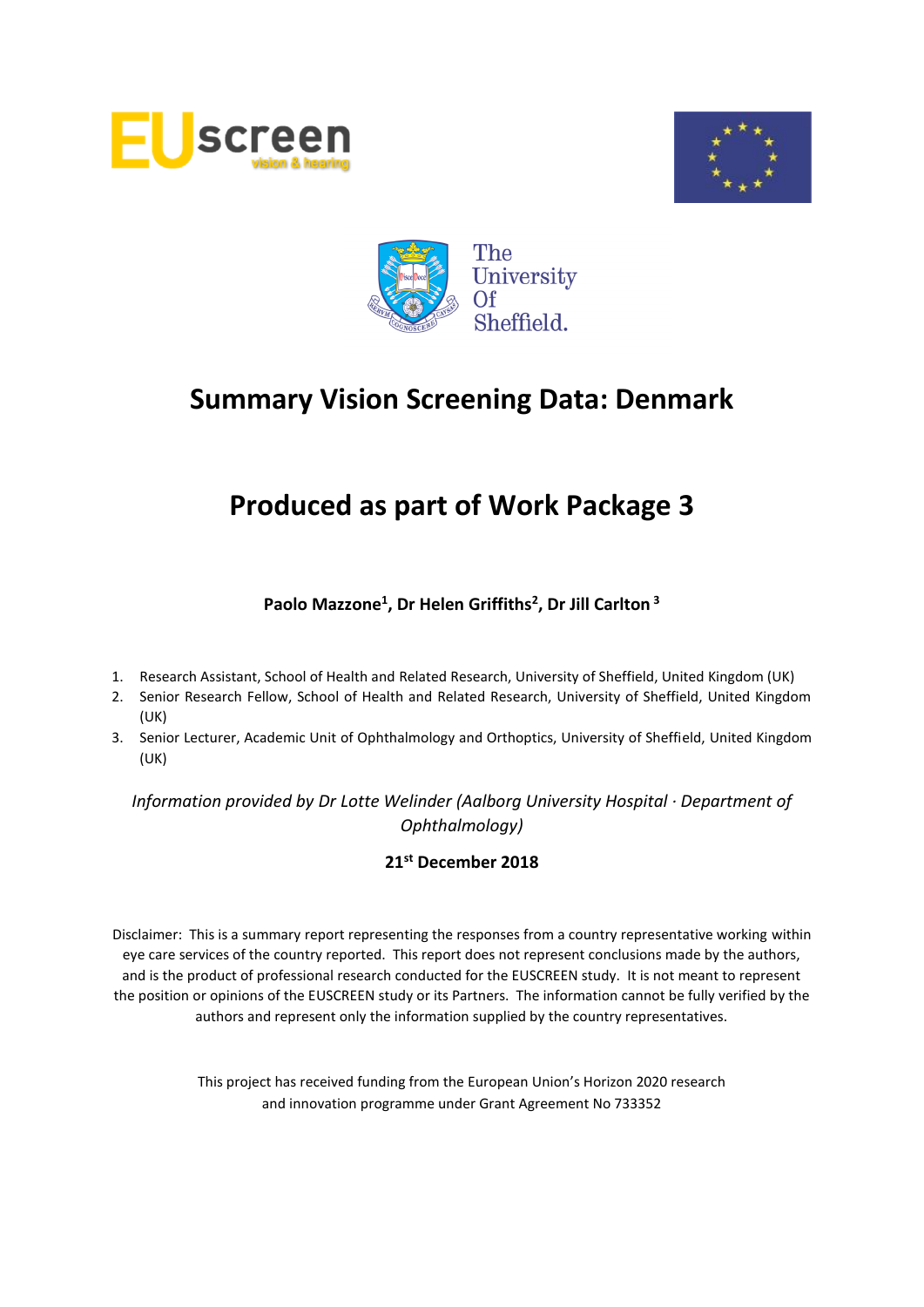# Summary Vision Screening Data: Denmark

# Produced as part of Work Package 3

**Paolo Mazzone[1], Dr Helen Griffiths[2], Dr Jill Carlton [3]**

1. Research Assistant, School of Health and Related Research, University of Sheffield, United Kingdom (UK)
2. Senior Research Fellow, School of Health and Related Research, University of Sheffield, United Kingdom (UK)
3. Senior Lecturer, Academic Unit of Ophthalmology and Orthoptics, University of Sheffield, United Kingdom (UK)

*Information provided by Dr Lotte Welinder (Aalborg University Hospital · Department of Ophthalmology)*

**21st December 2018**

Disclaimer: This is a summary report representing the responses from a country representative working within eye care services of the country reported. This report does not represent conclusions made by the authors, and is the product of professional research conducted for the EUSCREEN study. It is not meant to represent the position or opinions of the EUSCREEN study or its Partners. The information cannot be fully verified by the authors and represent only the information supplied by the country representatives.

This project has received funding from the European Union's Horizon 2020 research and innovation programme under Grant Agreement No 733352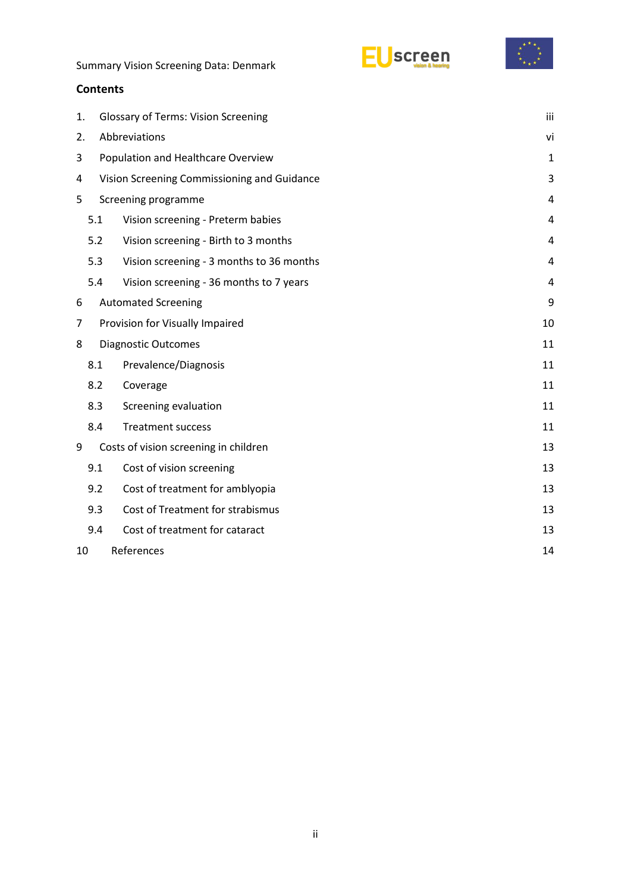## Contents

| | | |
|---|---|---|
| 1. | Glossary of Terms: Vision Screening | iii |
| 2. | Abbreviations | vi |
| 3 | Population and Healthcare Overview | 1 |
| 4 | Vision Screening Commissioning and Guidance | 3 |
| 5 | Screening programme | 4 |
| 5.1 | Vision screening - Preterm babies | 4 |
| 5.2 | Vision screening - Birth to 3 months | 4 |
| 5.3 | Vision screening - 3 months to 36 months | 4 |
| 5.4 | Vision screening - 36 months to 7 years | 4 |
| 6 | Automated Screening | 9 |
| 7 | Provision for Visually Impaired | 10 |
| 8 | Diagnostic Outcomes | 11 |
| 8.1 | Prevalence/Diagnosis | 11 |
| 8.2 | Coverage | 11 |
| 8.3 | Screening evaluation | 11 |
| 8.4 | Treatment success | 11 |
| 9 | Costs of vision screening in children | 13 |
| 9.1 | Cost of vision screening | 13 |
| 9.2 | Cost of treatment for amblyopia | 13 |
| 9.3 | Cost of Treatment for strabismus | 13 |
| 9.4 | Cost of treatment for cataract | 13 |
| 10 | References | 14 |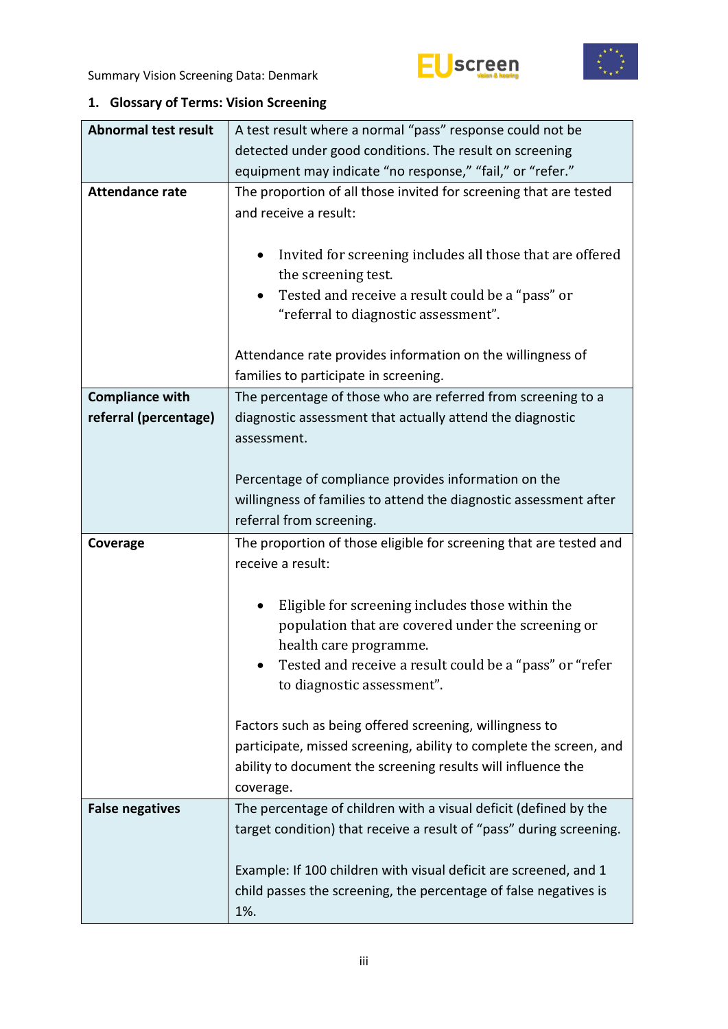## 1. Glossary of Terms: Vision Screening

| | |
|---|---|
| **Abnormal test result** | A test result where a normal "pass" response could not be detected under good conditions. The result on screening equipment may indicate "no response," "fail," or "refer." |
| **Attendance rate** | The proportion of all those invited for screening that are tested and receive a result:<br><br>• Invited for screening includes all those that are offered the screening test.<br>• Tested and receive a result could be a "pass" or "referral to diagnostic assessment".<br><br>Attendance rate provides information on the willingness of families to participate in screening. |
| **Compliance with referral (percentage)** | The percentage of those who are referred from screening to a diagnostic assessment that actually attend the diagnostic assessment.<br><br>Percentage of compliance provides information on the willingness of families to attend the diagnostic assessment after referral from screening. |
| **Coverage** | The proportion of those eligible for screening that are tested and receive a result:<br><br>• Eligible for screening includes those within the population that are covered under the screening or health care programme.<br>• Tested and receive a result could be a "pass" or "refer to diagnostic assessment".<br><br>Factors such as being offered screening, willingness to participate, missed screening, ability to complete the screen, and ability to document the screening results will influence the coverage. |
| **False negatives** | The percentage of children with a visual deficit (defined by the target condition) that receive a result of "pass" during screening.<br><br>Example: If 100 children with visual deficit are screened, and 1 child passes the screening, the percentage of false negatives is 1%. |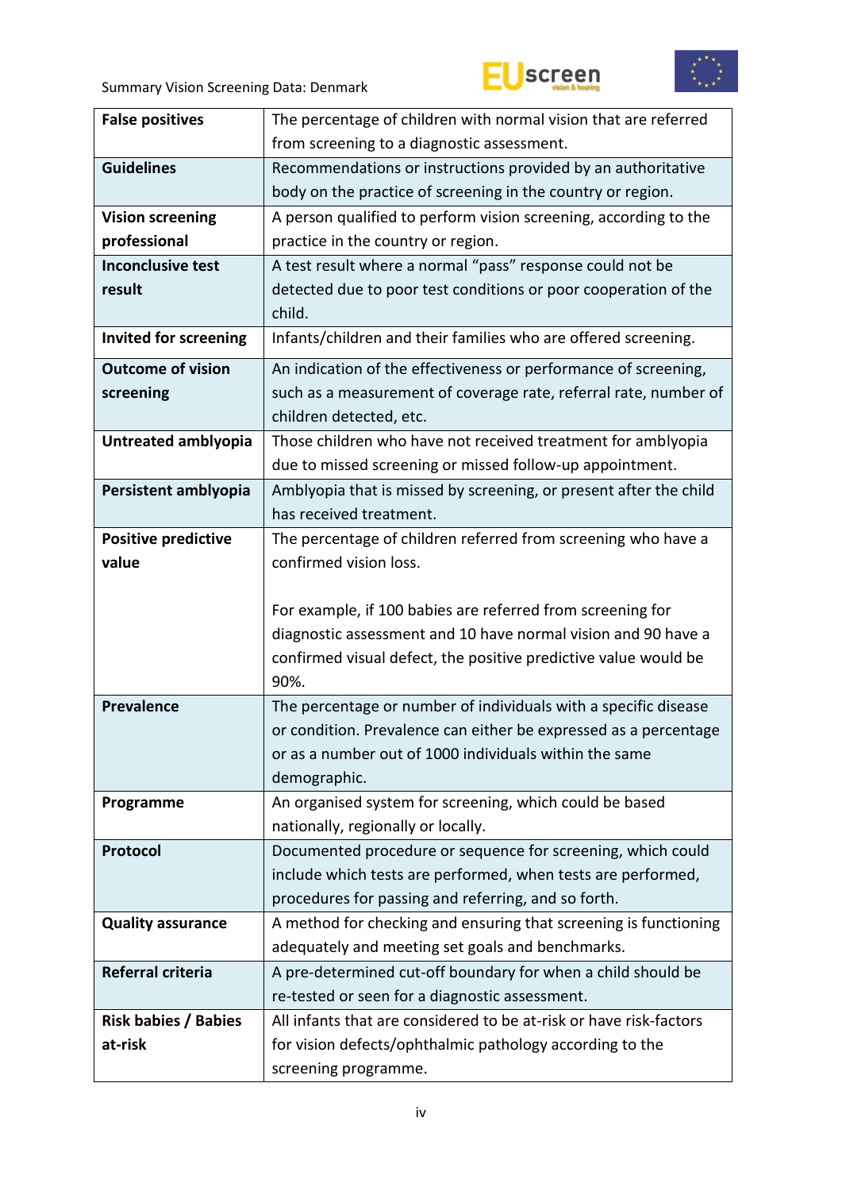| | |
|---|---|
| **False positives** | The percentage of children with normal vision that are referred from screening to a diagnostic assessment. |
| **Guidelines** | Recommendations or instructions provided by an authoritative body on the practice of screening in the country or region. |
| **Vision screening professional** | A person qualified to perform vision screening, according to the practice in the country or region. |
| **Inconclusive test result** | A test result where a normal "pass" response could not be detected due to poor test conditions or poor cooperation of the child. |
| **Invited for screening** | Infants/children and their families who are offered screening. |
| **Outcome of vision screening** | An indication of the effectiveness or performance of screening, such as a measurement of coverage rate, referral rate, number of children detected, etc. |
| **Untreated amblyopia** | Those children who have not received treatment for amblyopia due to missed screening or missed follow-up appointment. |
| **Persistent amblyopia** | Amblyopia that is missed by screening, or present after the child has received treatment. |
| **Positive predictive value** | The percentage of children referred from screening who have a confirmed vision loss.<br><br>For example, if 100 babies are referred from screening for diagnostic assessment and 10 have normal vision and 90 have a confirmed visual defect, the positive predictive value would be 90%. |
| **Prevalence** | The percentage or number of individuals with a specific disease or condition. Prevalence can either be expressed as a percentage or as a number out of 1000 individuals within the same demographic. |
| **Programme** | An organised system for screening, which could be based nationally, regionally or locally. |
| **Protocol** | Documented procedure or sequence for screening, which could include which tests are performed, when tests are performed, procedures for passing and referring, and so forth. |
| **Quality assurance** | A method for checking and ensuring that screening is functioning adequately and meeting set goals and benchmarks. |
| **Referral criteria** | A pre-determined cut-off boundary for when a child should be re-tested or seen for a diagnostic assessment. |
| **Risk babies / Babies at-risk** | All infants that are considered to be at-risk or have risk-factors for vision defects/ophthalmic pathology according to the screening programme. |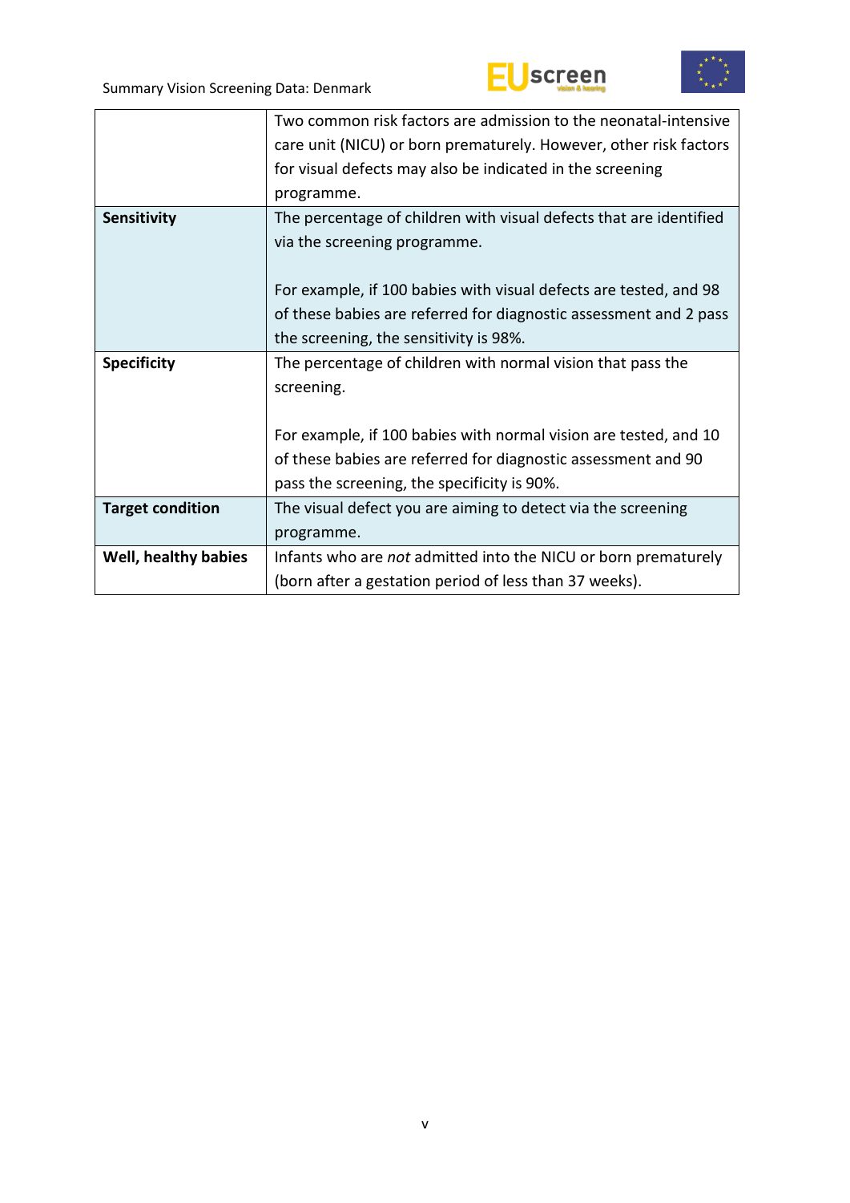| | |
|---|---|
| | Two common risk factors are admission to the neonatal-intensive care unit (NICU) or born prematurely. However, other risk factors for visual defects may also be indicated in the screening programme. |
| **Sensitivity** | The percentage of children with visual defects that are identified via the screening programme.<br><br>For example, if 100 babies with visual defects are tested, and 98 of these babies are referred for diagnostic assessment and 2 pass the screening, the sensitivity is 98%. |
| **Specificity** | The percentage of children with normal vision that pass the screening.<br><br>For example, if 100 babies with normal vision are tested, and 10 of these babies are referred for diagnostic assessment and 90 pass the screening, the specificity is 90%. |
| **Target condition** | The visual defect you are aiming to detect via the screening programme. |
| **Well, healthy babies** | Infants who are *not* admitted into the NICU or born prematurely (born after a gestation period of less than 37 weeks). |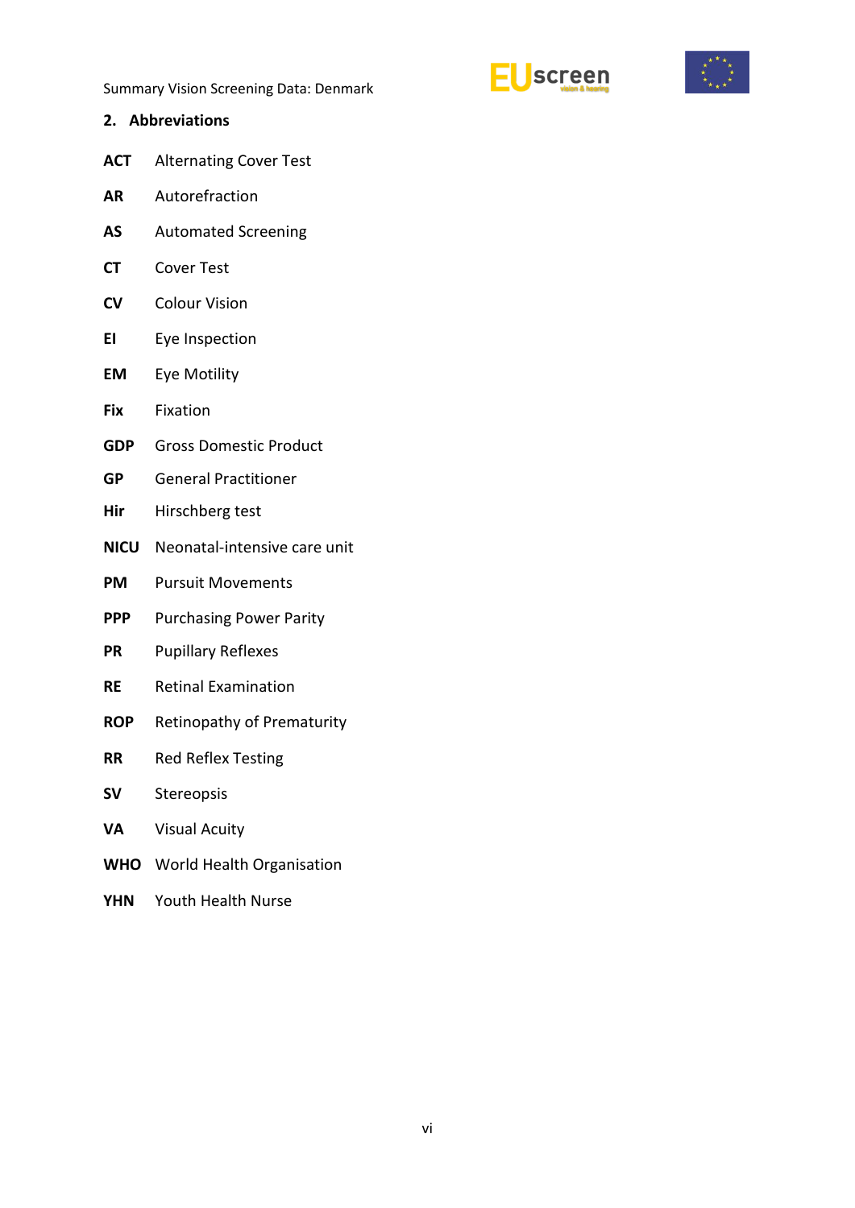## 2. Abbreviations

| | |
|---|---|
| **ACT** | Alternating Cover Test |
| **AR** | Autorefraction |
| **AS** | Automated Screening |
| **CT** | Cover Test |
| **CV** | Colour Vision |
| **EI** | Eye Inspection |
| **EM** | Eye Motility |
| **Fix** | Fixation |
| **GDP** | Gross Domestic Product |
| **GP** | General Practitioner |
| **Hir** | Hirschberg test |
| **NICU** | Neonatal-intensive care unit |
| **PM** | Pursuit Movements |
| **PPP** | Purchasing Power Parity |
| **PR** | Pupillary Reflexes |
| **RE** | Retinal Examination |
| **ROP** | Retinopathy of Prematurity |
| **RR** | Red Reflex Testing |
| **SV** | Stereopsis |
| **VA** | Visual Acuity |
| **WHO** | World Health Organisation |
| **YHN** | Youth Health Nurse |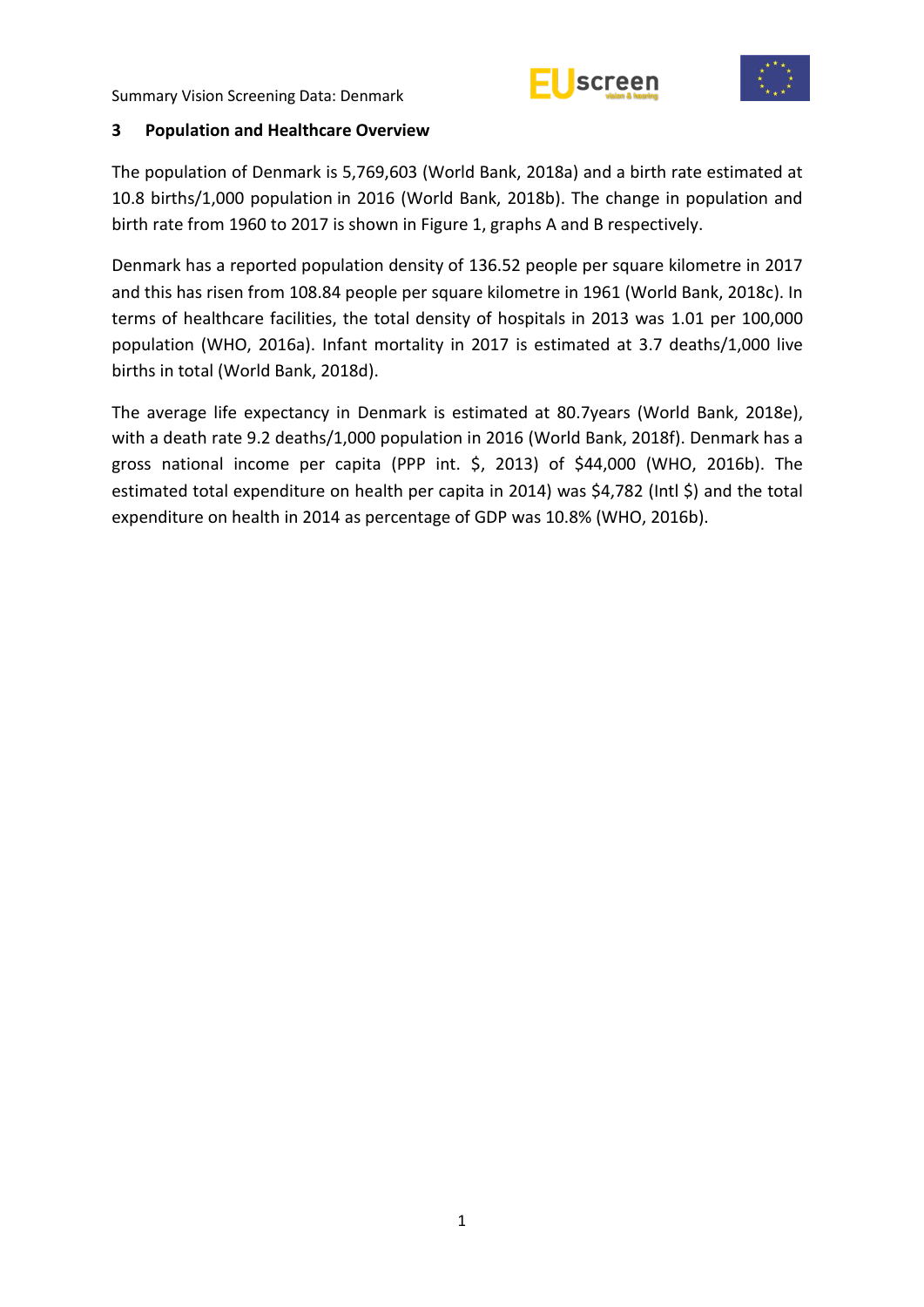## 3 Population and Healthcare Overview

The population of Denmark is 5,769,603 (World Bank, 2018a) and a birth rate estimated at 10.8 births/1,000 population in 2016 (World Bank, 2018b). The change in population and birth rate from 1960 to 2017 is shown in Figure 1, graphs A and B respectively.

Denmark has a reported population density of 136.52 people per square kilometre in 2017 and this has risen from 108.84 people per square kilometre in 1961 (World Bank, 2018c). In terms of healthcare facilities, the total density of hospitals in 2013 was 1.01 per 100,000 population (WHO, 2016a). Infant mortality in 2017 is estimated at 3.7 deaths/1,000 live births in total (World Bank, 2018d).

The average life expectancy in Denmark is estimated at 80.7years (World Bank, 2018e), with a death rate 9.2 deaths/1,000 population in 2016 (World Bank, 2018f). Denmark has a gross national income per capita (PPP int. $, 2013) of $44,000 (WHO, 2016b). The estimated total expenditure on health per capita in 2014) was $4,782 (Intl $) and the total expenditure on health in 2014 as percentage of GDP was 10.8% (WHO, 2016b).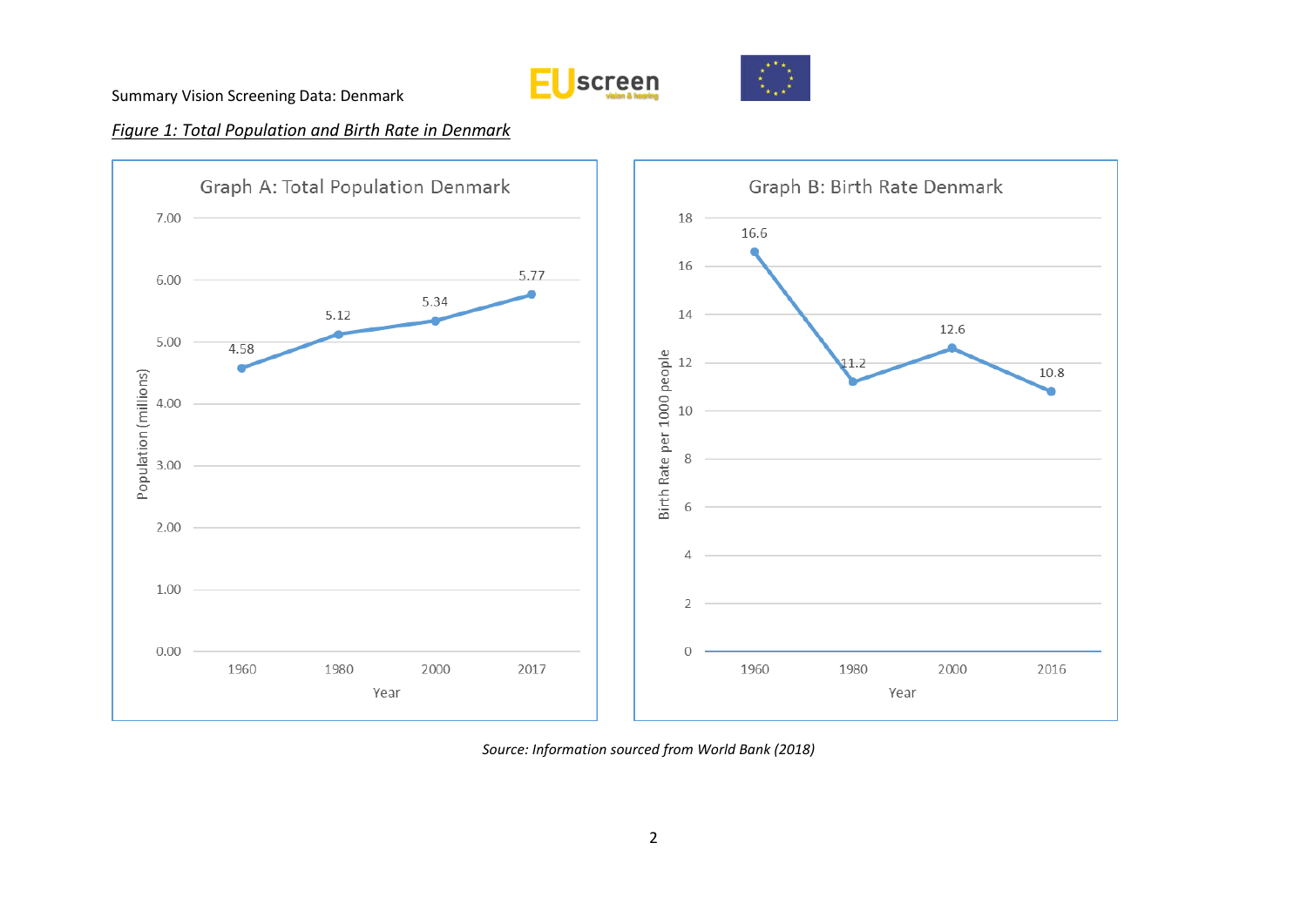Summary Vision Screening Data: Denmark

*Figure 1: Total Population and Birth Rate in Denmark*

**Graph A: Total Population Denmark**

| Year | Population (millions) |
|---|---|
| 1960 | 4.58 |
| 1980 | 5.12 |
| 2000 | 5.34 |
| 2017 | 5.77 |

**Graph B: Birth Rate Denmark**

| Year | Birth Rate per 1000 people |
|---|---|
| 1960 | 16.6 |
| 1980 | 11.2 |
| 2000 | 12.6 |
| 2016 | 10.8 |

*Source: Information sourced from World Bank (2018)*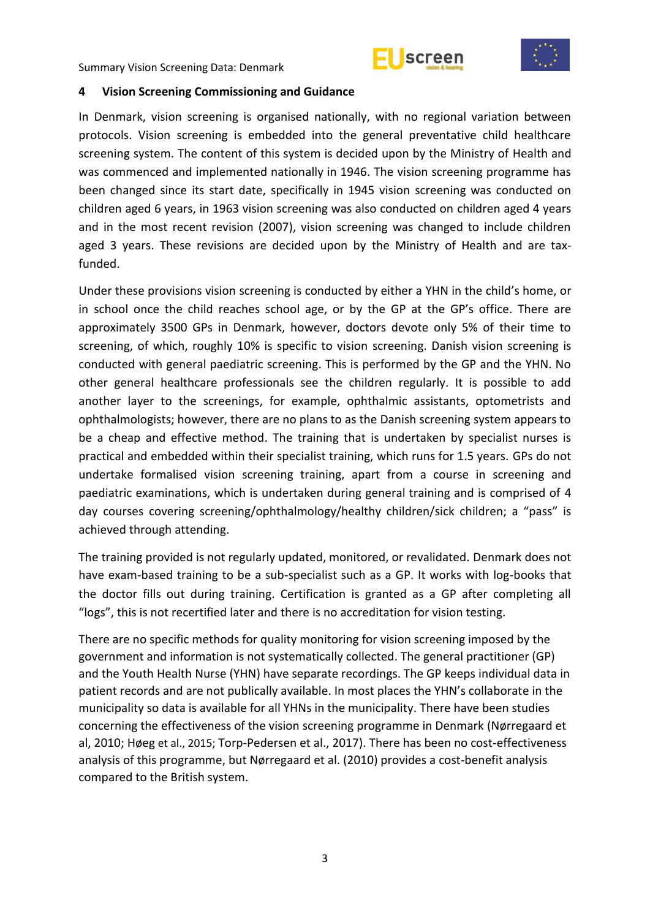## 4 Vision Screening Commissioning and Guidance

In Denmark, vision screening is organised nationally, with no regional variation between protocols. Vision screening is embedded into the general preventative child healthcare screening system. The content of this system is decided upon by the Ministry of Health and was commenced and implemented nationally in 1946. The vision screening programme has been changed since its start date, specifically in 1945 vision screening was conducted on children aged 6 years, in 1963 vision screening was also conducted on children aged 4 years and in the most recent revision (2007), vision screening was changed to include children aged 3 years. These revisions are decided upon by the Ministry of Health and are tax-funded.

Under these provisions vision screening is conducted by either a YHN in the child's home, or in school once the child reaches school age, or by the GP at the GP's office. There are approximately 3500 GPs in Denmark, however, doctors devote only 5% of their time to screening, of which, roughly 10% is specific to vision screening. Danish vision screening is conducted with general paediatric screening. This is performed by the GP and the YHN. No other general healthcare professionals see the children regularly. It is possible to add another layer to the screenings, for example, ophthalmic assistants, optometrists and ophthalmologists; however, there are no plans to as the Danish screening system appears to be a cheap and effective method. The training that is undertaken by specialist nurses is practical and embedded within their specialist training, which runs for 1.5 years. GPs do not undertake formalised vision screening training, apart from a course in screening and paediatric examinations, which is undertaken during general training and is comprised of 4 day courses covering screening/ophthalmology/healthy children/sick children; a "pass" is achieved through attending.

The training provided is not regularly updated, monitored, or revalidated. Denmark does not have exam-based training to be a sub-specialist such as a GP. It works with log-books that the doctor fills out during training. Certification is granted as a GP after completing all "logs", this is not recertified later and there is no accreditation for vision testing.

There are no specific methods for quality monitoring for vision screening imposed by the government and information is not systematically collected. The general practitioner (GP) and the Youth Health Nurse (YHN) have separate recordings. The GP keeps individual data in patient records and are not publically available. In most places the YHN's collaborate in the municipality so data is available for all YHNs in the municipality. There have been studies concerning the effectiveness of the vision screening programme in Denmark (Nørregaard et al, 2010; Høeg et al., 2015; Torp-Pedersen et al., 2017). There has been no cost-effectiveness analysis of this programme, but Nørregaard et al. (2010) provides a cost-benefit analysis compared to the British system.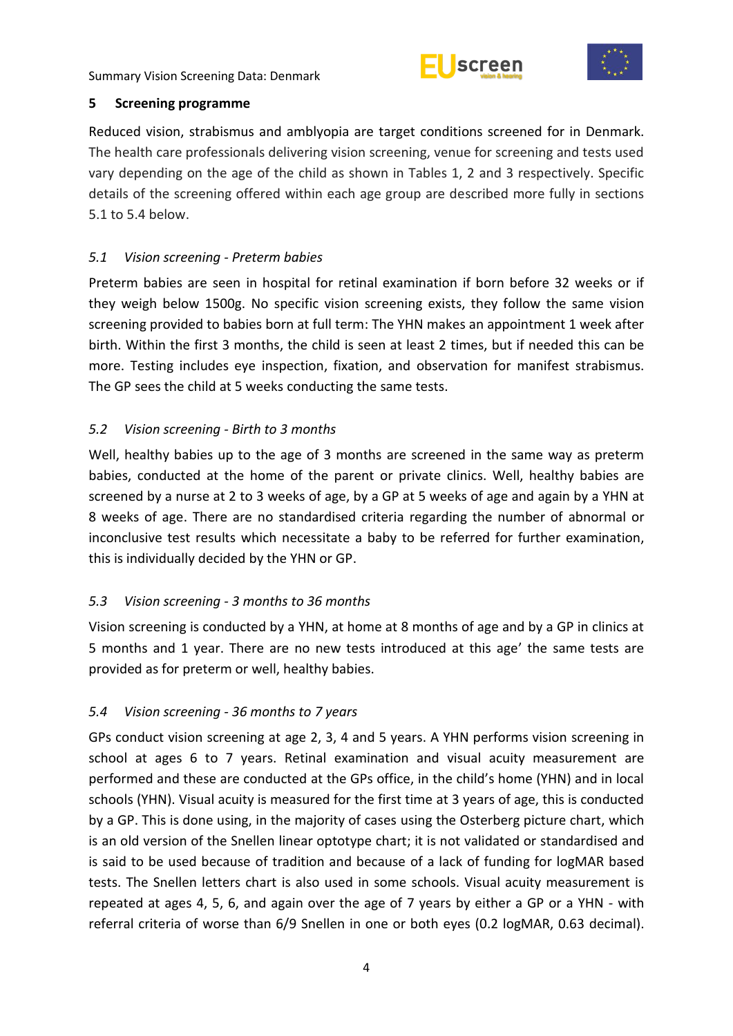## 5 Screening programme

Reduced vision, strabismus and amblyopia are target conditions screened for in Denmark. The health care professionals delivering vision screening, venue for screening and tests used vary depending on the age of the child as shown in Tables 1, 2 and 3 respectively. Specific details of the screening offered within each age group are described more fully in sections 5.1 to 5.4 below.

### *5.1 Vision screening - Preterm babies*

Preterm babies are seen in hospital for retinal examination if born before 32 weeks or if they weigh below 1500g. No specific vision screening exists, they follow the same vision screening provided to babies born at full term: The YHN makes an appointment 1 week after birth. Within the first 3 months, the child is seen at least 2 times, but if needed this can be more. Testing includes eye inspection, fixation, and observation for manifest strabismus. The GP sees the child at 5 weeks conducting the same tests.

### *5.2 Vision screening - Birth to 3 months*

Well, healthy babies up to the age of 3 months are screened in the same way as preterm babies, conducted at the home of the parent or private clinics. Well, healthy babies are screened by a nurse at 2 to 3 weeks of age, by a GP at 5 weeks of age and again by a YHN at 8 weeks of age. There are no standardised criteria regarding the number of abnormal or inconclusive test results which necessitate a baby to be referred for further examination, this is individually decided by the YHN or GP.

### *5.3 Vision screening - 3 months to 36 months*

Vision screening is conducted by a YHN, at home at 8 months of age and by a GP in clinics at 5 months and 1 year. There are no new tests introduced at this age' the same tests are provided as for preterm or well, healthy babies.

### *5.4 Vision screening - 36 months to 7 years*

GPs conduct vision screening at age 2, 3, 4 and 5 years. A YHN performs vision screening in school at ages 6 to 7 years. Retinal examination and visual acuity measurement are performed and these are conducted at the GPs office, in the child's home (YHN) and in local schools (YHN). Visual acuity is measured for the first time at 3 years of age, this is conducted by a GP. This is done using, in the majority of cases using the Osterberg picture chart, which is an old version of the Snellen linear optotype chart; it is not validated or standardised and is said to be used because of tradition and because of a lack of funding for logMAR based tests. The Snellen letters chart is also used in some schools. Visual acuity measurement is repeated at ages 4, 5, 6, and again over the age of 7 years by either a GP or a YHN - with referral criteria of worse than 6/9 Snellen in one or both eyes (0.2 logMAR, 0.63 decimal).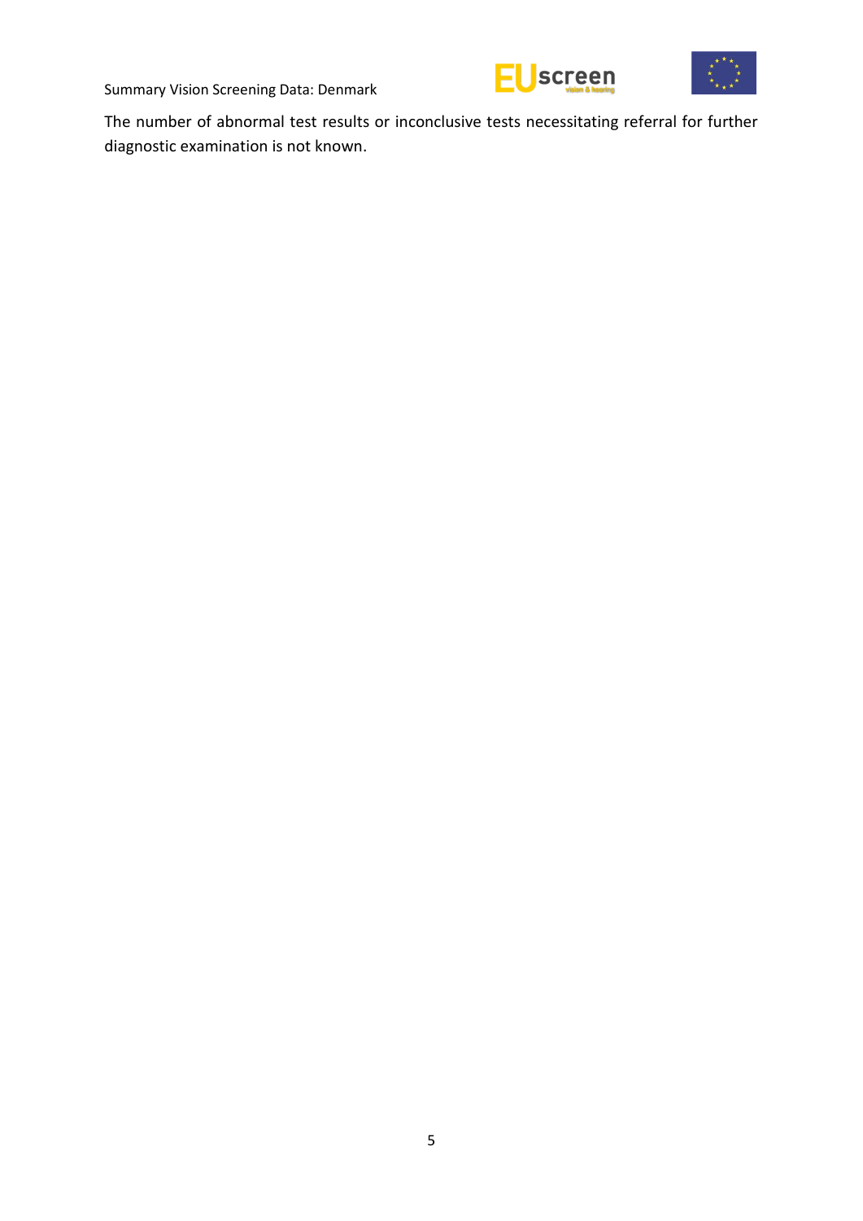The number of abnormal test results or inconclusive tests necessitating referral for further diagnostic examination is not known.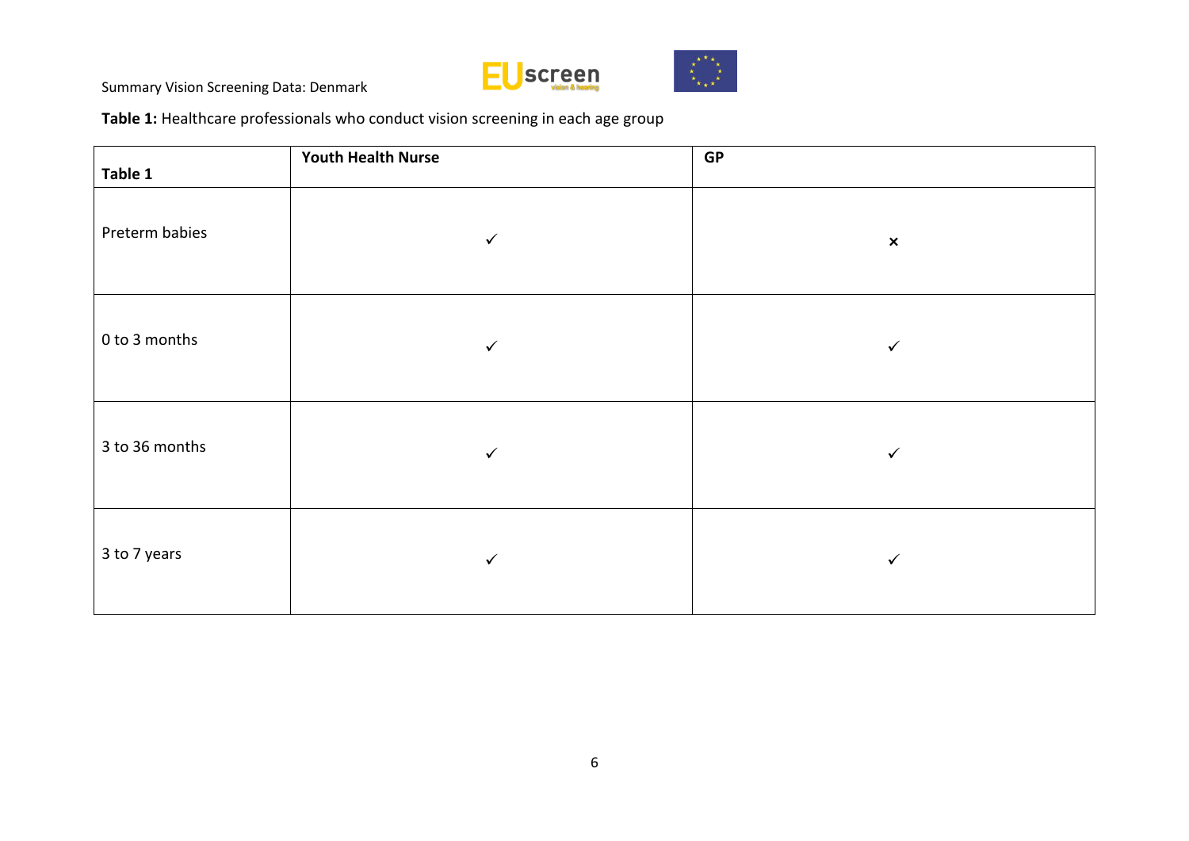Summary Vision Screening Data: Denmark

**Table 1:** Healthcare professionals who conduct vision screening in each age group

| **Table 1** | **Youth Health Nurse** | **GP** |
|---|---|---|
| Preterm babies | ✓ | × |
| 0 to 3 months | ✓ | ✓ |
| 3 to 36 months | ✓ | ✓ |
| 3 to 7 years | ✓ | ✓ |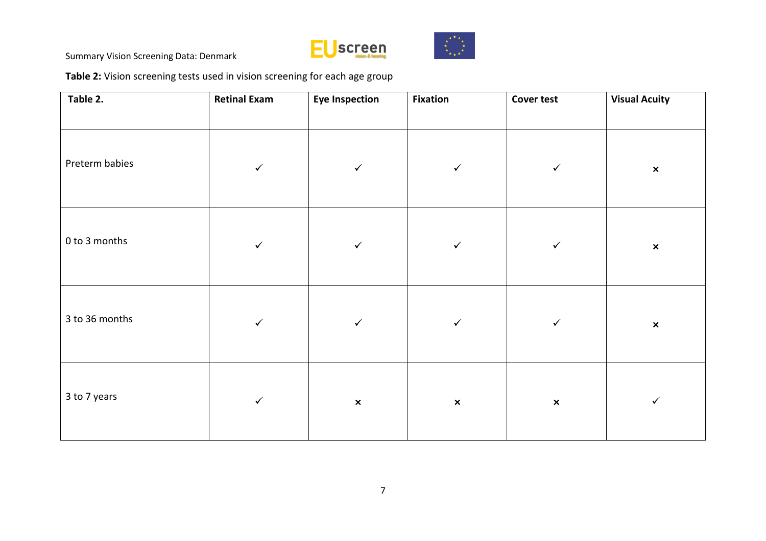**Table 2:** Vision screening tests used in vision screening for each age group

| Table 2. | Retinal Exam | Eye Inspection | Fixation | Cover test | Visual Acuity |
|---|---|---|---|---|---|
| Preterm babies | ✓ | ✓ | ✓ | ✓ | × |
| 0 to 3 months | ✓ | ✓ | ✓ | ✓ | × |
| 3 to 36 months | ✓ | ✓ | ✓ | ✓ | × |
| 3 to 7 years | ✓ | × | × | × | ✓ |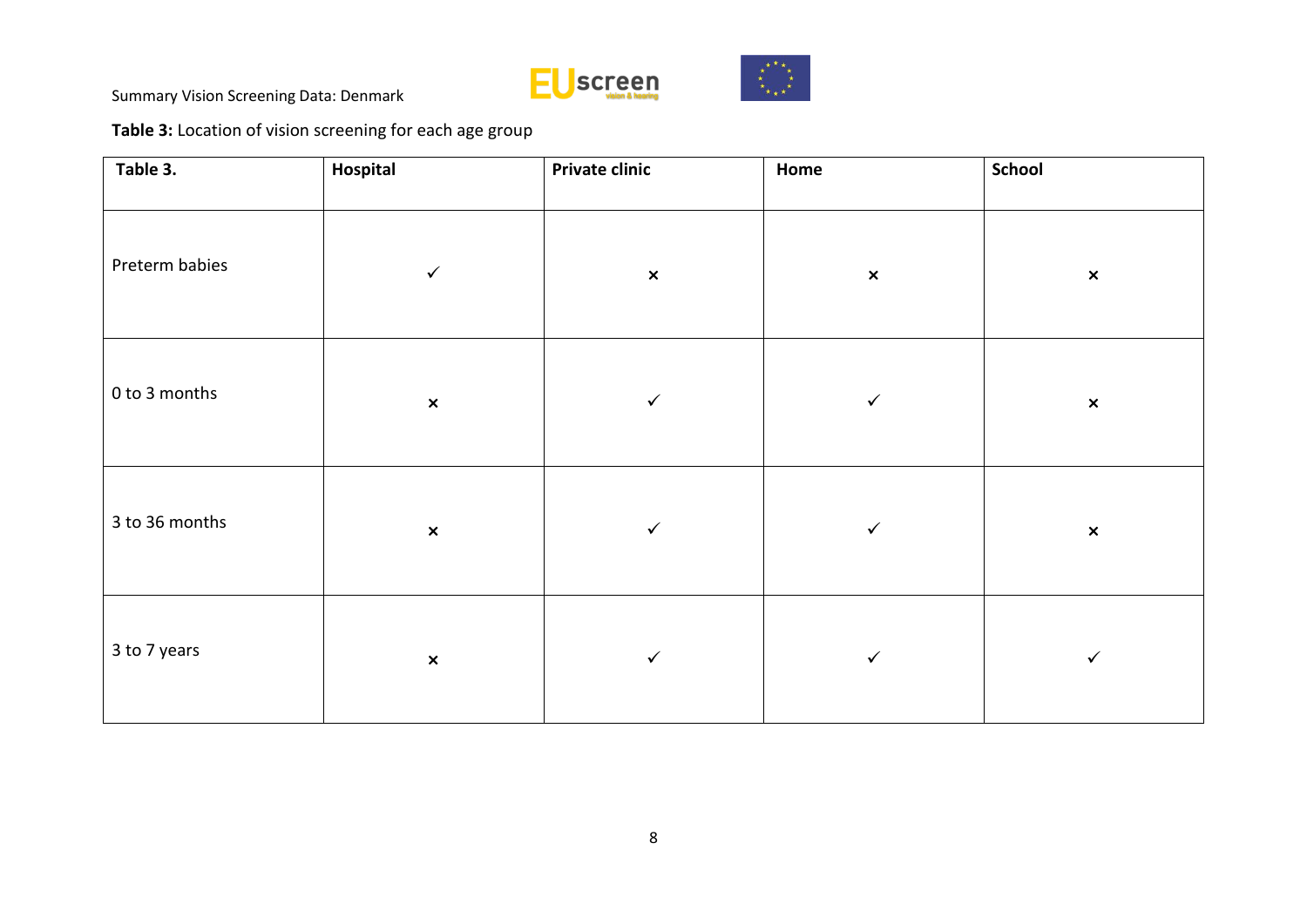**Table 3:** Location of vision screening for each age group

| Table 3. | Hospital | Private clinic | Home | School |
|---|---|---|---|---|
| Preterm babies | ✓ | × | × | × |
| 0 to 3 months | × | ✓ | ✓ | × |
| 3 to 36 months | × | ✓ | ✓ | × |
| 3 to 7 years | × | ✓ | ✓ | ✓ |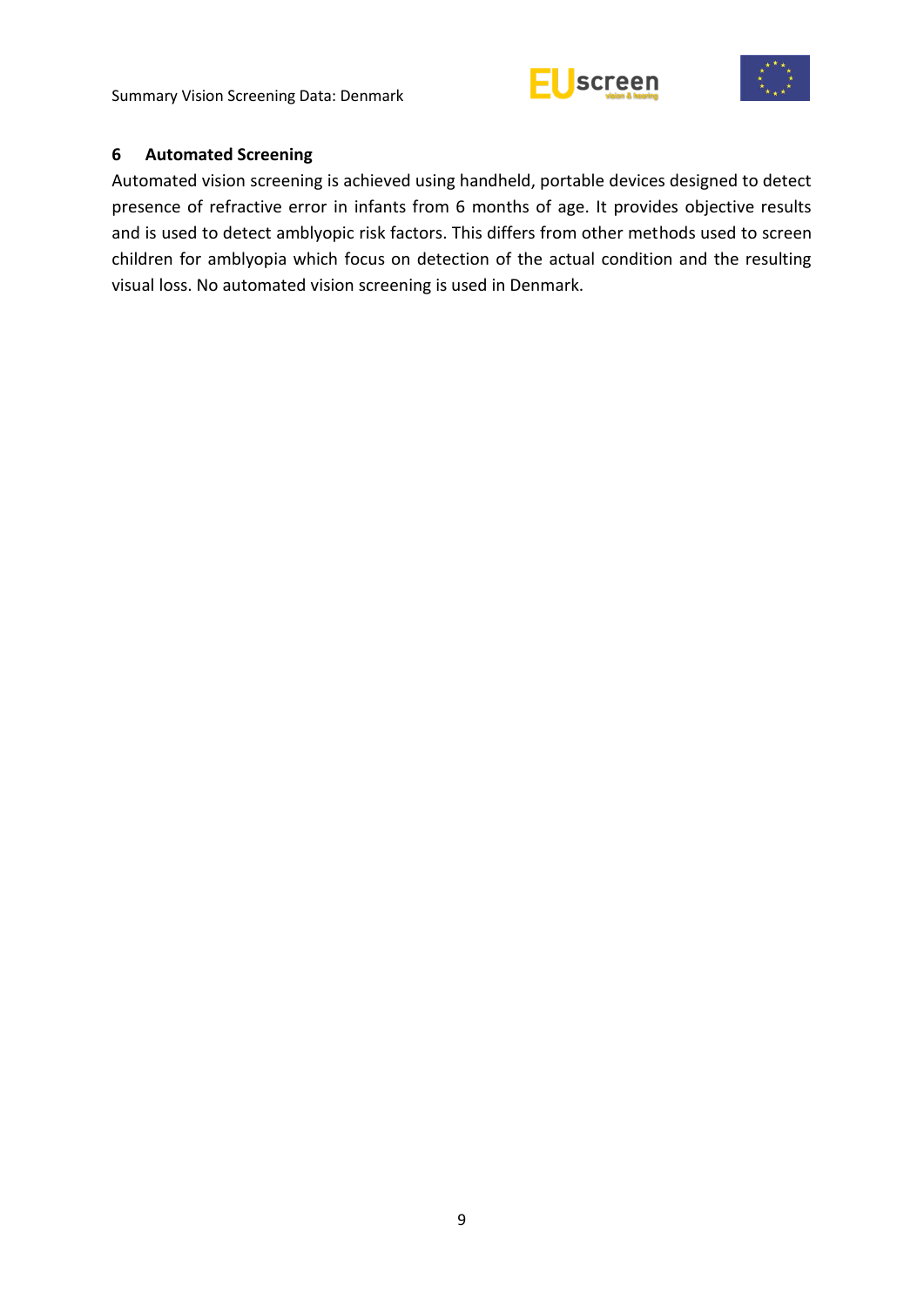## 6 Automated Screening

Automated vision screening is achieved using handheld, portable devices designed to detect presence of refractive error in infants from 6 months of age. It provides objective results and is used to detect amblyopic risk factors. This differs from other methods used to screen children for amblyopia which focus on detection of the actual condition and the resulting visual loss. No automated vision screening is used in Denmark.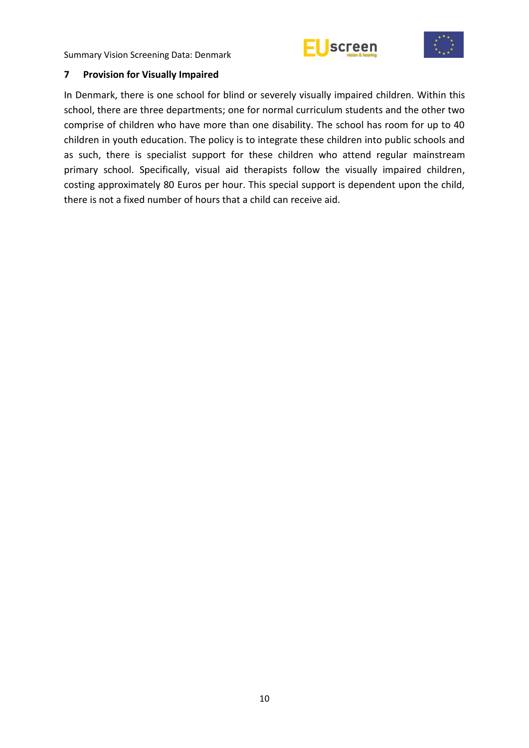## 7 Provision for Visually Impaired

In Denmark, there is one school for blind or severely visually impaired children. Within this school, there are three departments; one for normal curriculum students and the other two comprise of children who have more than one disability. The school has room for up to 40 children in youth education. The policy is to integrate these children into public schools and as such, there is specialist support for these children who attend regular mainstream primary school. Specifically, visual aid therapists follow the visually impaired children, costing approximately 80 Euros per hour. This special support is dependent upon the child, there is not a fixed number of hours that a child can receive aid.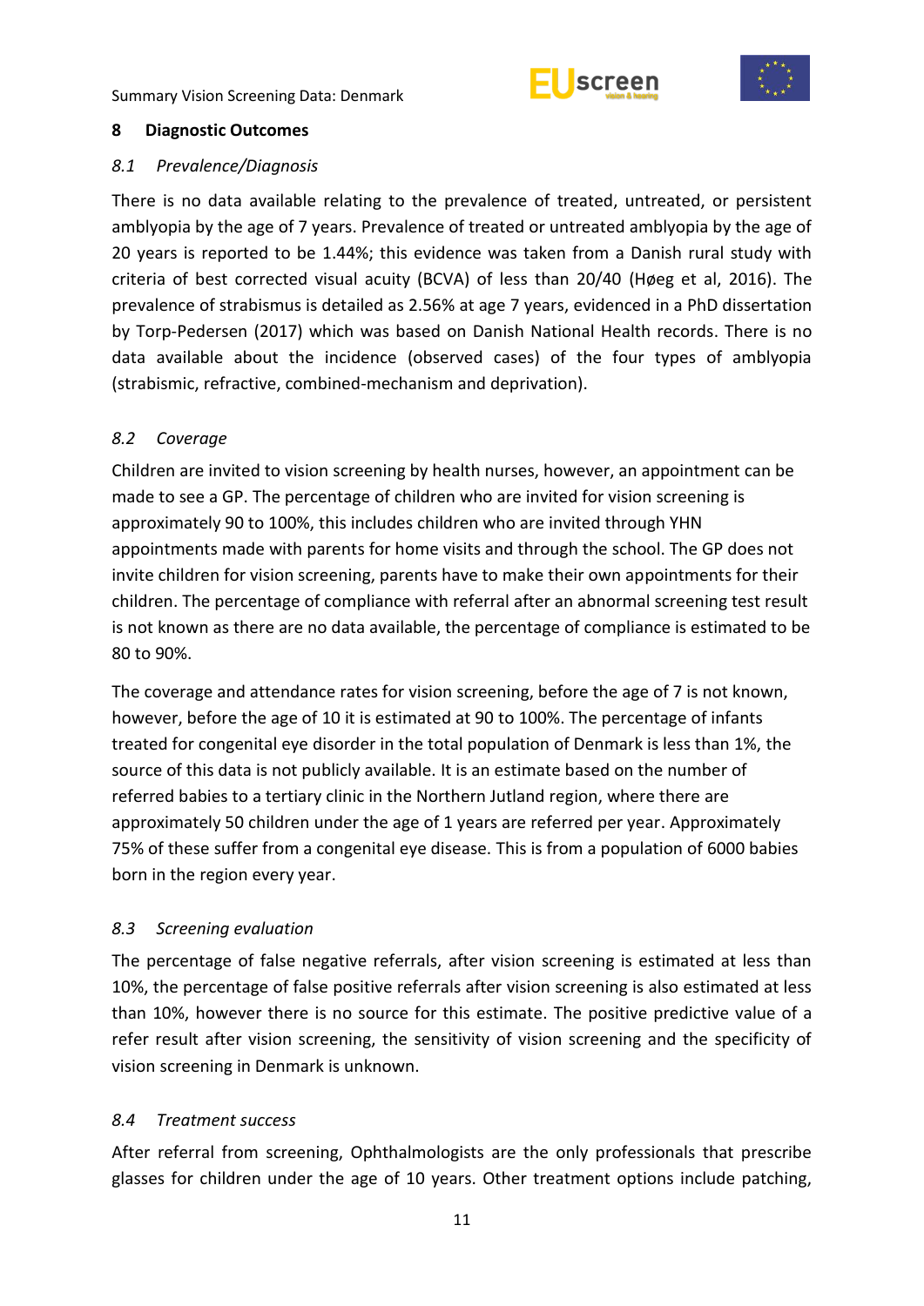## 8 Diagnostic Outcomes

### *8.1 Prevalence/Diagnosis*

There is no data available relating to the prevalence of treated, untreated, or persistent amblyopia by the age of 7 years. Prevalence of treated or untreated amblyopia by the age of 20 years is reported to be 1.44%; this evidence was taken from a Danish rural study with criteria of best corrected visual acuity (BCVA) of less than 20/40 (Høeg et al, 2016). The prevalence of strabismus is detailed as 2.56% at age 7 years, evidenced in a PhD dissertation by Torp-Pedersen (2017) which was based on Danish National Health records. There is no data available about the incidence (observed cases) of the four types of amblyopia (strabismic, refractive, combined-mechanism and deprivation).

### *8.2 Coverage*

Children are invited to vision screening by health nurses, however, an appointment can be made to see a GP. The percentage of children who are invited for vision screening is approximately 90 to 100%, this includes children who are invited through YHN appointments made with parents for home visits and through the school. The GP does not invite children for vision screening, parents have to make their own appointments for their children. The percentage of compliance with referral after an abnormal screening test result is not known as there are no data available, the percentage of compliance is estimated to be 80 to 90%.

The coverage and attendance rates for vision screening, before the age of 7 is not known, however, before the age of 10 it is estimated at 90 to 100%. The percentage of infants treated for congenital eye disorder in the total population of Denmark is less than 1%, the source of this data is not publicly available. It is an estimate based on the number of referred babies to a tertiary clinic in the Northern Jutland region, where there are approximately 50 children under the age of 1 years are referred per year. Approximately 75% of these suffer from a congenital eye disease. This is from a population of 6000 babies born in the region every year.

### *8.3 Screening evaluation*

The percentage of false negative referrals, after vision screening is estimated at less than 10%, the percentage of false positive referrals after vision screening is also estimated at less than 10%, however there is no source for this estimate. The positive predictive value of a refer result after vision screening, the sensitivity of vision screening and the specificity of vision screening in Denmark is unknown.

### *8.4 Treatment success*

After referral from screening, Ophthalmologists are the only professionals that prescribe glasses for children under the age of 10 years. Other treatment options include patching,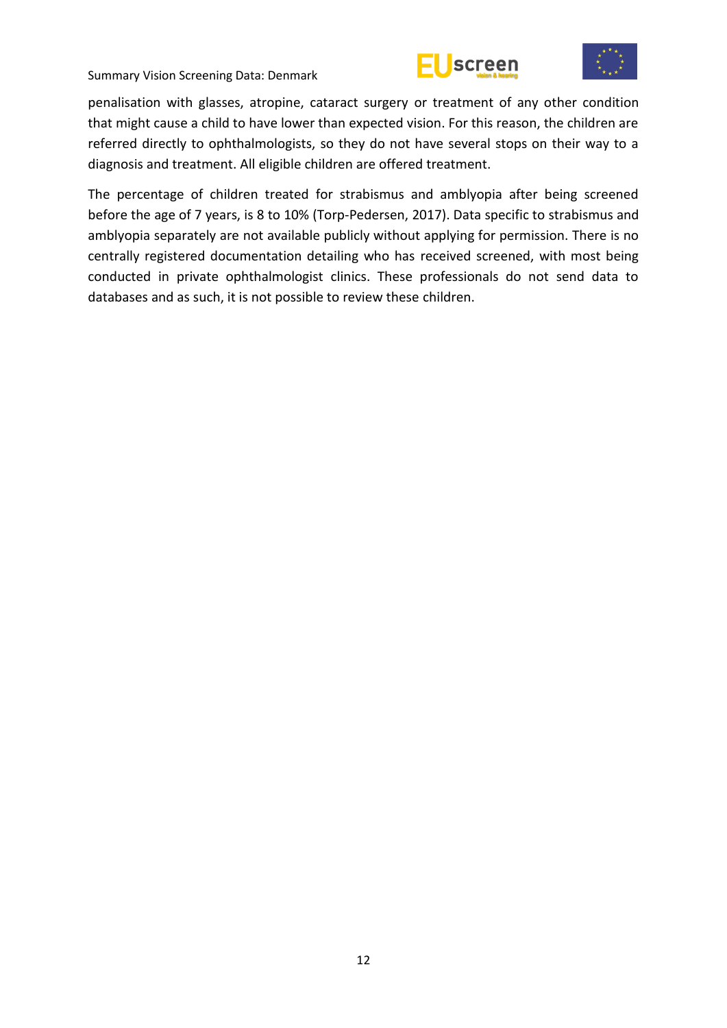penalisation with glasses, atropine, cataract surgery or treatment of any other condition that might cause a child to have lower than expected vision. For this reason, the children are referred directly to ophthalmologists, so they do not have several stops on their way to a diagnosis and treatment. All eligible children are offered treatment.

The percentage of children treated for strabismus and amblyopia after being screened before the age of 7 years, is 8 to 10% (Torp-Pedersen, 2017). Data specific to strabismus and amblyopia separately are not available publicly without applying for permission. There is no centrally registered documentation detailing who has received screened, with most being conducted in private ophthalmologist clinics. These professionals do not send data to databases and as such, it is not possible to review these children.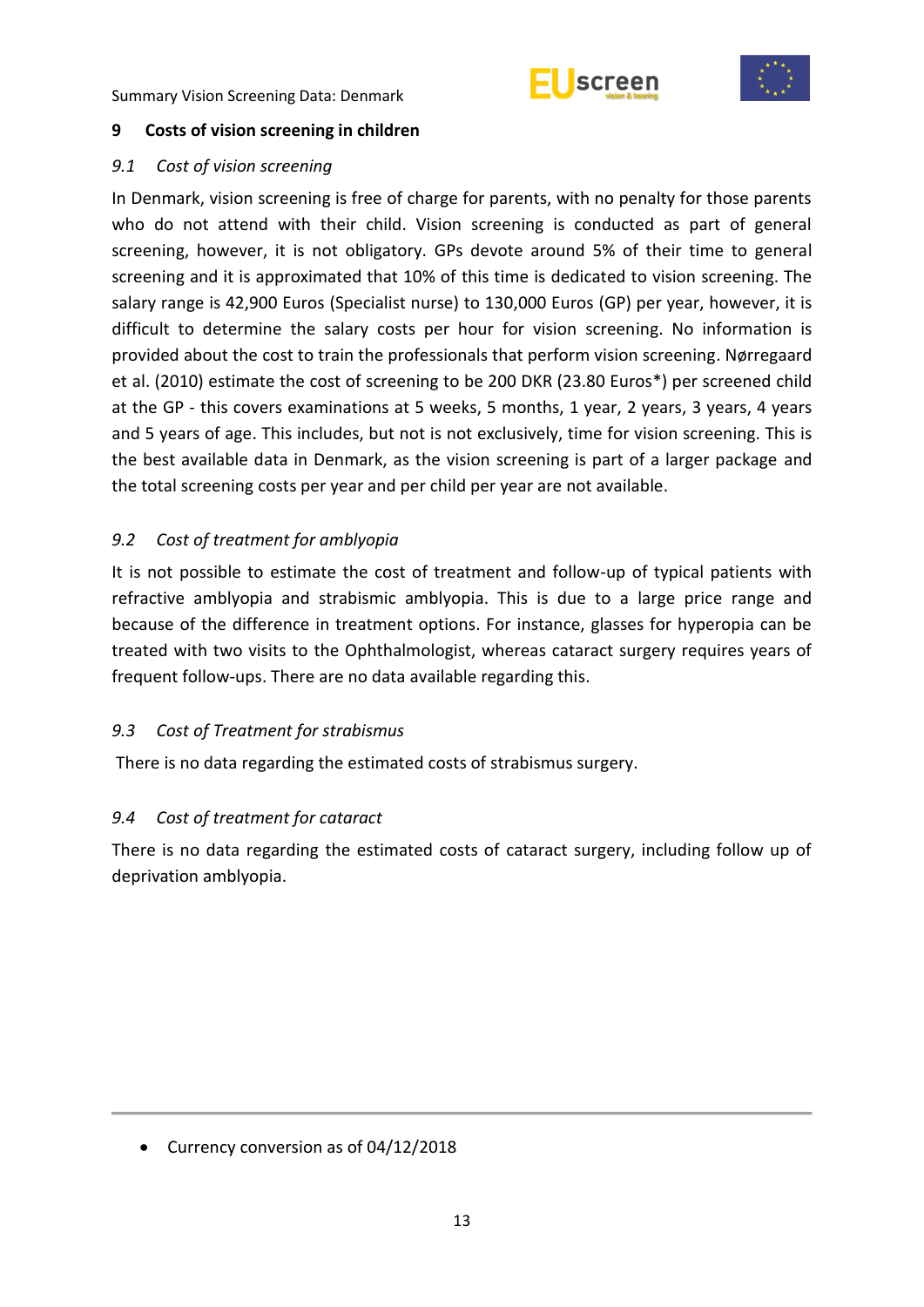## 9 Costs of vision screening in children

### *9.1 Cost of vision screening*

In Denmark, vision screening is free of charge for parents, with no penalty for those parents who do not attend with their child. Vision screening is conducted as part of general screening, however, it is not obligatory. GPs devote around 5% of their time to general screening and it is approximated that 10% of this time is dedicated to vision screening. The salary range is 42,900 Euros (Specialist nurse) to 130,000 Euros (GP) per year, however, it is difficult to determine the salary costs per hour for vision screening. No information is provided about the cost to train the professionals that perform vision screening. Nørregaard et al. (2010) estimate the cost of screening to be 200 DKR (23.80 Euros*) per screened child at the GP - this covers examinations at 5 weeks, 5 months, 1 year, 2 years, 3 years, 4 years and 5 years of age. This includes, but not is not exclusively, time for vision screening. This is the best available data in Denmark, as the vision screening is part of a larger package and the total screening costs per year and per child per year are not available.

### *9.2 Cost of treatment for amblyopia*

It is not possible to estimate the cost of treatment and follow-up of typical patients with refractive amblyopia and strabismic amblyopia. This is due to a large price range and because of the difference in treatment options. For instance, glasses for hyperopia can be treated with two visits to the Ophthalmologist, whereas cataract surgery requires years of frequent follow-ups. There are no data available regarding this.

### *9.3 Cost of Treatment for strabismus*

There is no data regarding the estimated costs of strabismus surgery.

### *9.4 Cost of treatment for cataract*

There is no data regarding the estimated costs of cataract surgery, including follow up of deprivation amblyopia.

---

- Currency conversion as of 04/12/2018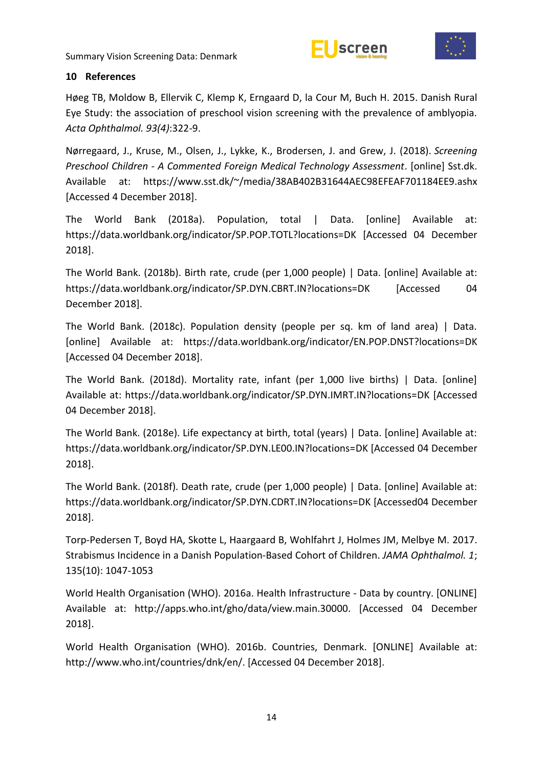## 10 References

Høeg TB, Moldow B, Ellervik C, Klemp K, Erngaard D, la Cour M, Buch H. 2015. Danish Rural Eye Study: the association of preschool vision screening with the prevalence of amblyopia. *Acta Ophthalmol. 93(4)*:322-9.

Nørregaard, J., Kruse, M., Olsen, J., Lykke, K., Brodersen, J. and Grew, J. (2018). *Screening Preschool Children - A Commented Foreign Medical Technology Assessment*. [online] Sst.dk. Available at: https://www.sst.dk/~/media/38AB402B31644AEC98EFEAF701184EE9.ashx [Accessed 4 December 2018].

The World Bank (2018a). Population, total | Data. [online] Available at: https://data.worldbank.org/indicator/SP.POP.TOTL?locations=DK [Accessed 04 December 2018].

The World Bank. (2018b). Birth rate, crude (per 1,000 people) | Data. [online] Available at: https://data.worldbank.org/indicator/SP.DYN.CBRT.IN?locations=DK [Accessed 04 December 2018].

The World Bank. (2018c). Population density (people per sq. km of land area) | Data. [online] Available at: https://data.worldbank.org/indicator/EN.POP.DNST?locations=DK [Accessed 04 December 2018].

The World Bank. (2018d). Mortality rate, infant (per 1,000 live births) | Data. [online] Available at: https://data.worldbank.org/indicator/SP.DYN.IMRT.IN?locations=DK [Accessed 04 December 2018].

The World Bank. (2018e). Life expectancy at birth, total (years) | Data. [online] Available at: https://data.worldbank.org/indicator/SP.DYN.LE00.IN?locations=DK [Accessed 04 December 2018].

The World Bank. (2018f). Death rate, crude (per 1,000 people) | Data. [online] Available at: https://data.worldbank.org/indicator/SP.DYN.CDRT.IN?locations=DK [Accessed04 December 2018].

Torp-Pedersen T, Boyd HA, Skotte L, Haargaard B, Wohlfahrt J, Holmes JM, Melbye M. 2017. Strabismus Incidence in a Danish Population-Based Cohort of Children. *JAMA Ophthalmol. 1*; 135(10): 1047-1053

World Health Organisation (WHO). 2016a. Health Infrastructure - Data by country. [ONLINE] Available at: http://apps.who.int/gho/data/view.main.30000. [Accessed 04 December 2018].

World Health Organisation (WHO). 2016b. Countries, Denmark. [ONLINE] Available at: http://www.who.int/countries/dnk/en/. [Accessed 04 December 2018].